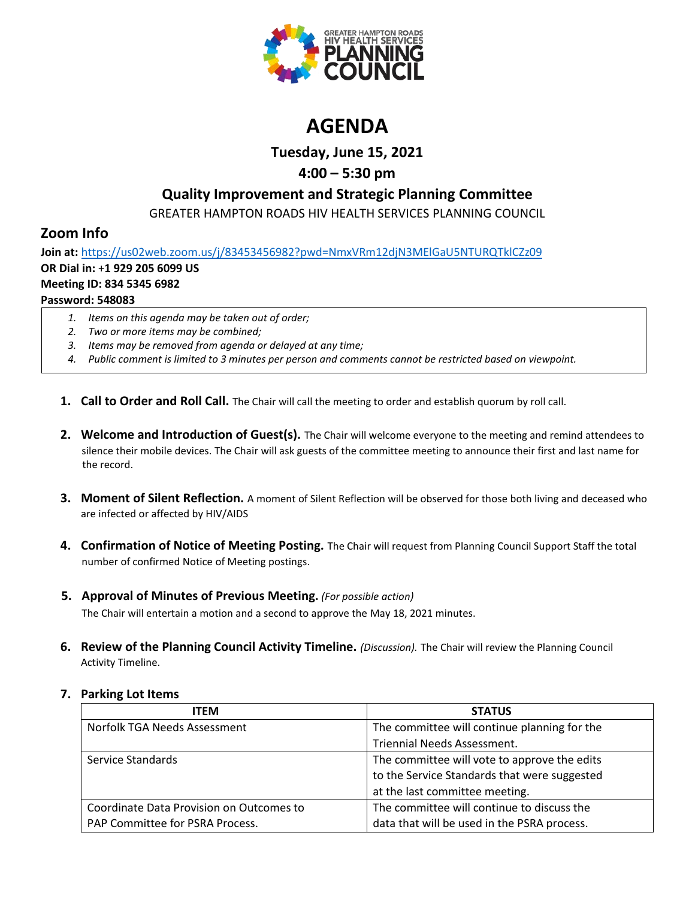GREATER HAMPTON ROADS HIV HEALTH SERVICES PLANNING COUNCIL

# AGENDA

## Tuesday, June 15, 2021

## 4:00 – 5:30 pm

## Quality Improvement and Strategic Planning Committee

GREATER HAMPTON ROADS HIV HEALTH SERVICES PLANNING COUNCIL

## Zoom Info

**Join at:** https://us02web.zoom.us/j/83453456982?pwd=NmxVRm12djN3MElGaU5NTURQTklCZz09
**OR Dial in: +1 929 205 6099 US**
**Meeting ID: 834 5345 6982**
**Password: 548083**

1. *Items on this agenda may be taken out of order;*
2. *Two or more items may be combined;*
3. *Items may be removed from agenda or delayed at any time;*
4. *Public comment is limited to 3 minutes per person and comments cannot be restricted based on viewpoint.*

1. **Call to Order and Roll Call.** The Chair will call the meeting to order and establish quorum by roll call.

2. **Welcome and Introduction of Guest(s).** The Chair will welcome everyone to the meeting and remind attendees to silence their mobile devices. The Chair will ask guests of the committee meeting to announce their first and last name for the record.

3. **Moment of Silent Reflection.** A moment of Silent Reflection will be observed for those both living and deceased who are infected or affected by HIV/AIDS

4. **Confirmation of Notice of Meeting Posting.** The Chair will request from Planning Council Support Staff the total number of confirmed Notice of Meeting postings.

5. **Approval of Minutes of Previous Meeting.** *(For possible action)*
   The Chair will entertain a motion and a second to approve the May 18, 2021 minutes.

6. **Review of the Planning Council Activity Timeline.** *(Discussion).* The Chair will review the Planning Council Activity Timeline.

7. **Parking Lot Items**

| ITEM | STATUS |
|---|---|
| Norfolk TGA Needs Assessment | The committee will continue planning for the Triennial Needs Assessment. |
| Service Standards | The committee will vote to approve the edits to the Service Standards that were suggested at the last committee meeting. |
| Coordinate Data Provision on Outcomes to PAP Committee for PSRA Process. | The committee will continue to discuss the data that will be used in the PSRA process. |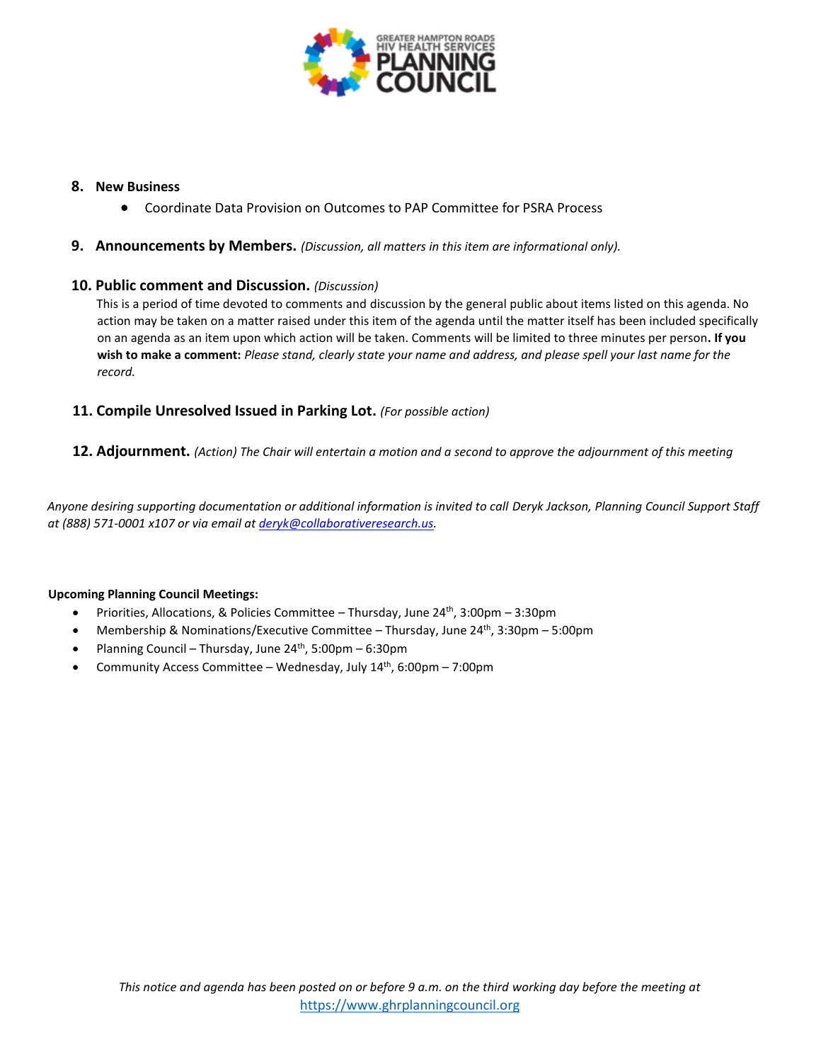8. **New Business**
   - Coordinate Data Provision on Outcomes to PAP Committee for PSRA Process

9. **Announcements by Members.** *(Discussion, all matters in this item are informational only).*

10. **Public comment and Discussion.** *(Discussion)*
    This is a period of time devoted to comments and discussion by the general public about items listed on this agenda. No action may be taken on a matter raised under this item of the agenda until the matter itself has been included specifically on an agenda as an item upon which action will be taken. Comments will be limited to three minutes per person**. If you wish to make a comment:** *Please stand, clearly state your name and address, and please spell your last name for the record.*

11. **Compile Unresolved Issued in Parking Lot.** *(For possible action)*

12. **Adjournment.** *(Action) The Chair will entertain a motion and a second to approve the adjournment of this meeting*

*Anyone desiring supporting documentation or additional information is invited to call Deryk Jackson, Planning Council Support Staff at (888) 571-0001 x107 or via email at [deryk@collaborativeresearch.us](mailto:deryk@collaborativeresearch.us).*

**Upcoming Planning Council Meetings:**

- Priorities, Allocations, & Policies Committee – Thursday, June 24th, 3:00pm – 3:30pm
- Membership & Nominations/Executive Committee – Thursday, June 24th, 3:30pm – 5:00pm
- Planning Council – Thursday, June 24th, 5:00pm – 6:30pm
- Community Access Committee – Wednesday, July 14th, 6:00pm – 7:00pm

*This notice and agenda has been posted on or before 9 a.m. on the third working day before the meeting at* [https://www.ghrplanningcouncil.org](https://www.ghrplanningcouncil.org)